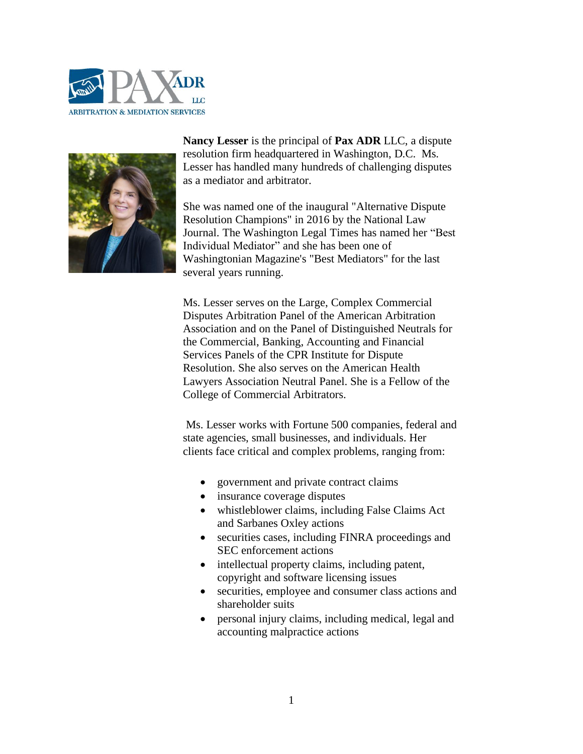PAX ADR LLC
ARBITRATION & MEDIATION SERVICES

**Nancy Lesser** is the principal of **Pax ADR** LLC, a dispute resolution firm headquartered in Washington, D.C. Ms. Lesser has handled many hundreds of challenging disputes as a mediator and arbitrator.

She was named one of the inaugural "Alternative Dispute Resolution Champions" in 2016 by the National Law Journal. The Washington Legal Times has named her "Best Individual Mediator" and she has been one of Washingtonian Magazine's "Best Mediators" for the last several years running.

Ms. Lesser serves on the Large, Complex Commercial Disputes Arbitration Panel of the American Arbitration Association and on the Panel of Distinguished Neutrals for the Commercial, Banking, Accounting and Financial Services Panels of the CPR Institute for Dispute Resolution. She also serves on the American Health Lawyers Association Neutral Panel. She is a Fellow of the College of Commercial Arbitrators.

Ms. Lesser works with Fortune 500 companies, federal and state agencies, small businesses, and individuals. Her clients face critical and complex problems, ranging from:

- government and private contract claims
- insurance coverage disputes
- whistleblower claims, including False Claims Act and Sarbanes Oxley actions
- securities cases, including FINRA proceedings and SEC enforcement actions
- intellectual property claims, including patent, copyright and software licensing issues
- securities, employee and consumer class actions and shareholder suits
- personal injury claims, including medical, legal and accounting malpractice actions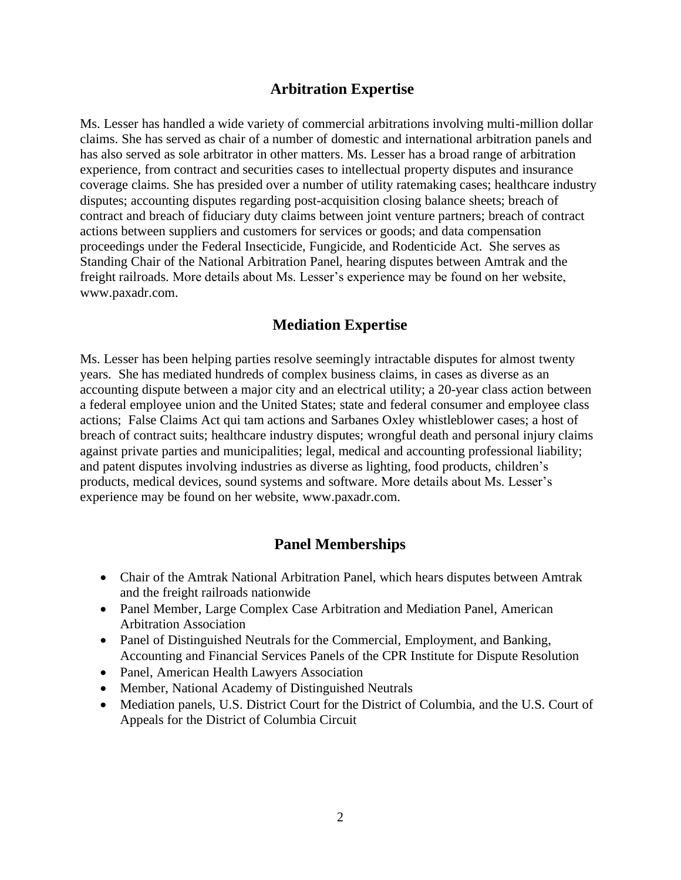## Arbitration Expertise

Ms. Lesser has handled a wide variety of commercial arbitrations involving multi-million dollar claims. She has served as chair of a number of domestic and international arbitration panels and has also served as sole arbitrator in other matters. Ms. Lesser has a broad range of arbitration experience, from contract and securities cases to intellectual property disputes and insurance coverage claims. She has presided over a number of utility ratemaking cases; healthcare industry disputes; accounting disputes regarding post-acquisition closing balance sheets; breach of contract and breach of fiduciary duty claims between joint venture partners; breach of contract actions between suppliers and customers for services or goods; and data compensation proceedings under the Federal Insecticide, Fungicide, and Rodenticide Act. She serves as Standing Chair of the National Arbitration Panel, hearing disputes between Amtrak and the freight railroads. More details about Ms. Lesser's experience may be found on her website, www.paxadr.com.

## Mediation Expertise

Ms. Lesser has been helping parties resolve seemingly intractable disputes for almost twenty years. She has mediated hundreds of complex business claims, in cases as diverse as an accounting dispute between a major city and an electrical utility; a 20-year class action between a federal employee union and the United States; state and federal consumer and employee class actions; False Claims Act qui tam actions and Sarbanes Oxley whistleblower cases; a host of breach of contract suits; healthcare industry disputes; wrongful death and personal injury claims against private parties and municipalities; legal, medical and accounting professional liability; and patent disputes involving industries as diverse as lighting, food products, children's products, medical devices, sound systems and software. More details about Ms. Lesser's experience may be found on her website, www.paxadr.com.

## Panel Memberships

- Chair of the Amtrak National Arbitration Panel, which hears disputes between Amtrak and the freight railroads nationwide
- Panel Member, Large Complex Case Arbitration and Mediation Panel, American Arbitration Association
- Panel of Distinguished Neutrals for the Commercial, Employment, and Banking, Accounting and Financial Services Panels of the CPR Institute for Dispute Resolution
- Panel, American Health Lawyers Association
- Member, National Academy of Distinguished Neutrals
- Mediation panels, U.S. District Court for the District of Columbia, and the U.S. Court of Appeals for the District of Columbia Circuit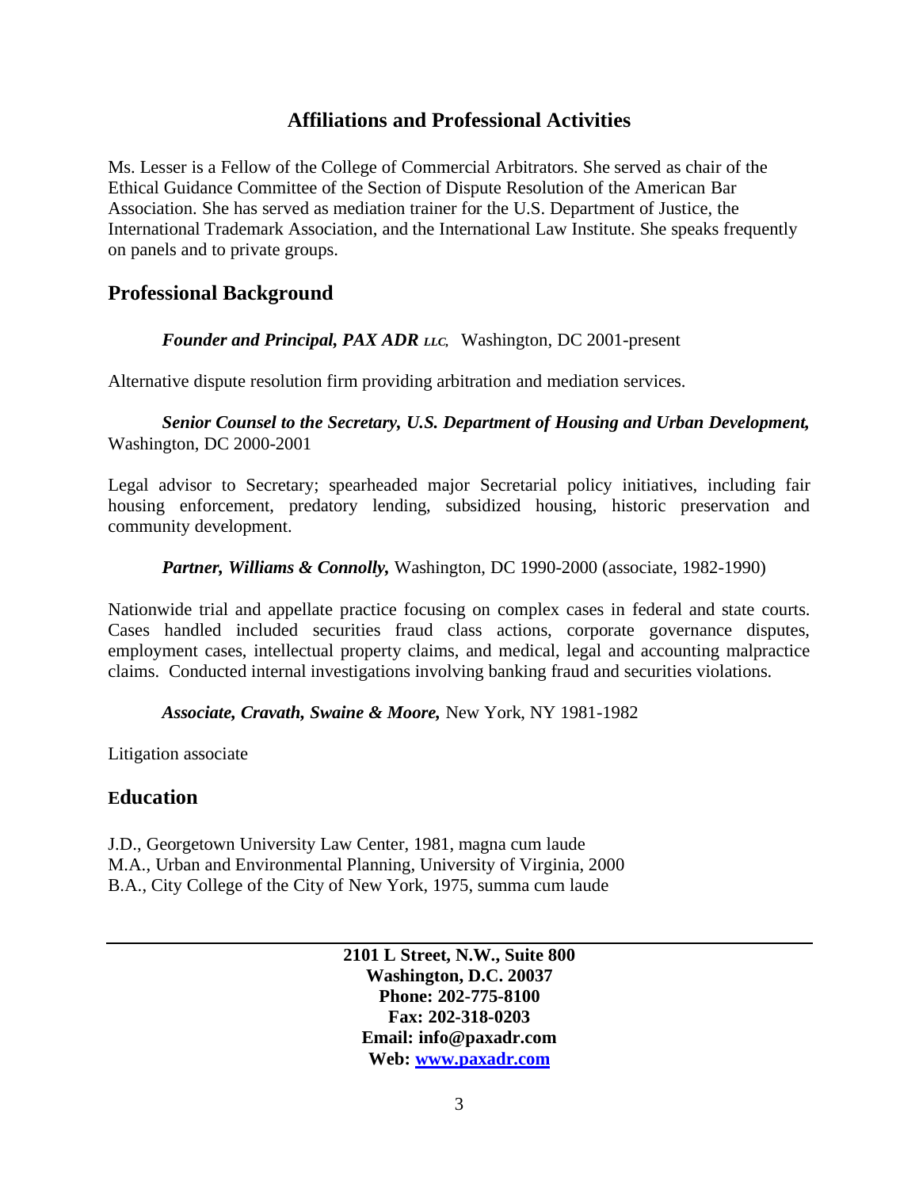## Affiliations and Professional Activities

Ms. Lesser is a Fellow of the College of Commercial Arbitrators. She served as chair of the Ethical Guidance Committee of the Section of Dispute Resolution of the American Bar Association. She has served as mediation trainer for the U.S. Department of Justice, the International Trademark Association, and the International Law Institute. She speaks frequently on panels and to private groups.

## Professional Background

***Founder and Principal, PAX ADR LLC,*** Washington, DC 2001-present

Alternative dispute resolution firm providing arbitration and mediation services.

***Senior Counsel to the Secretary, U.S. Department of Housing and Urban Development,*** Washington, DC 2000-2001

Legal advisor to Secretary; spearheaded major Secretarial policy initiatives, including fair housing enforcement, predatory lending, subsidized housing, historic preservation and community development.

***Partner, Williams & Connolly,*** Washington, DC 1990-2000 (associate, 1982-1990)

Nationwide trial and appellate practice focusing on complex cases in federal and state courts. Cases handled included securities fraud class actions, corporate governance disputes, employment cases, intellectual property claims, and medical, legal and accounting malpractice claims. Conducted internal investigations involving banking fraud and securities violations.

***Associate, Cravath, Swaine & Moore,*** New York, NY 1981-1982

Litigation associate

## Education

J.D., Georgetown University Law Center, 1981, magna cum laude
M.A., Urban and Environmental Planning, University of Virginia, 2000
B.A., City College of the City of New York, 1975, summa cum laude

---

**2101 L Street, N.W., Suite 800**
**Washington, D.C. 20037**
**Phone: 202-775-8100**
**Fax: 202-318-0203**
**Email: info@paxadr.com**
**Web: [www.paxadr.com](http://www.paxadr.com)**